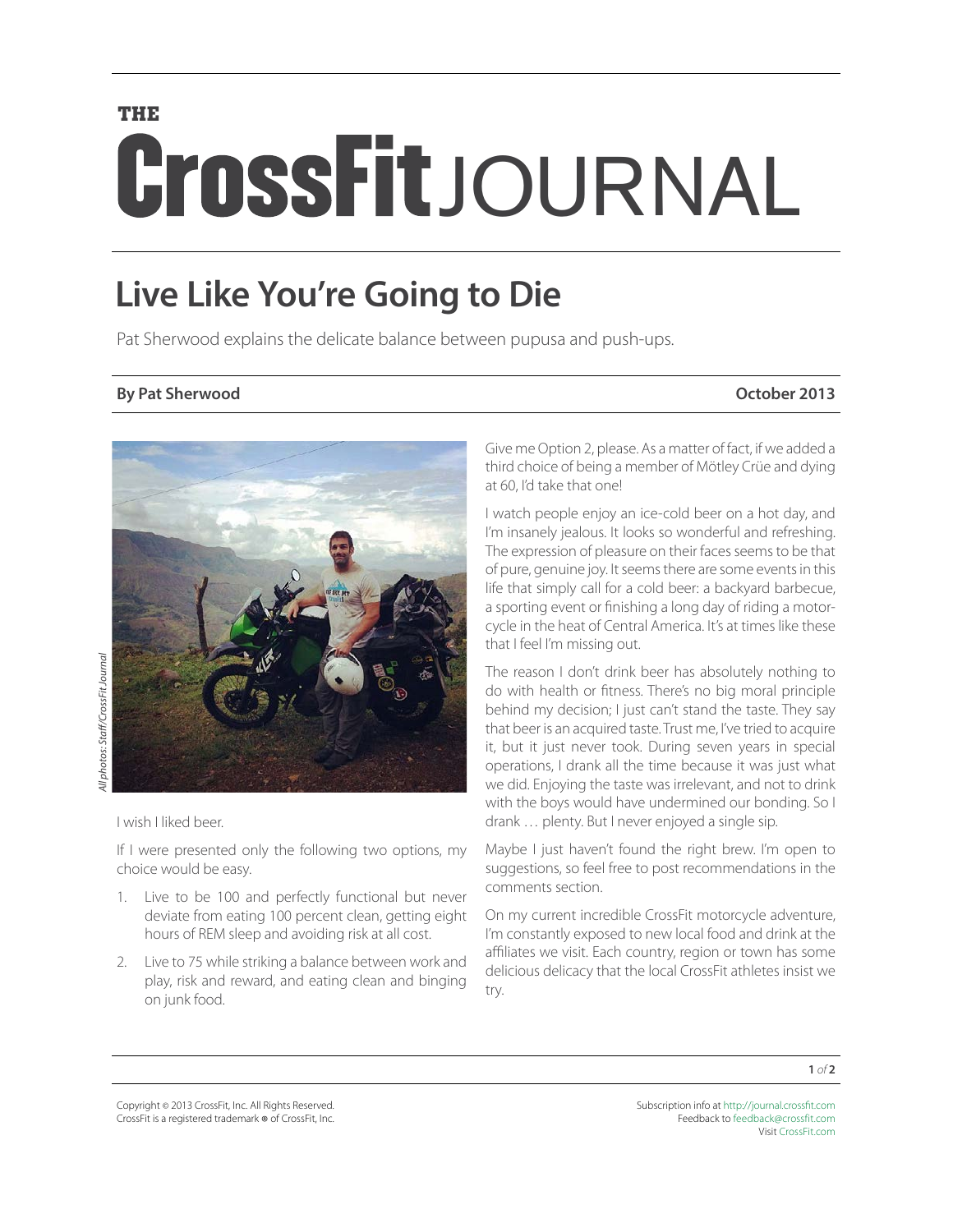THE CrossFit JOURNAL

# Live Like You're Going to Die

Pat Sherwood explains the delicate balance between pupusa and push-ups.

**By Pat Sherwood** **October 2013**

*All photos: Staff/CrossFit Journal*

I wish I liked beer.

If I were presented only the following two options, my choice would be easy.

1. Live to be 100 and perfectly functional but never deviate from eating 100 percent clean, getting eight hours of REM sleep and avoiding risk at all cost.
2. Live to 75 while striking a balance between work and play, risk and reward, and eating clean and binging on junk food.

Give me Option 2, please. As a matter of fact, if we added a third choice of being a member of Mötley Crüe and dying at 60, I'd take that one!

I watch people enjoy an ice-cold beer on a hot day, and I'm insanely jealous. It looks so wonderful and refreshing. The expression of pleasure on their faces seems to be that of pure, genuine joy. It seems there are some events in this life that simply call for a cold beer: a backyard barbecue, a sporting event or finishing a long day of riding a motorcycle in the heat of Central America. It's at times like these that I feel I'm missing out.

The reason I don't drink beer has absolutely nothing to do with health or fitness. There's no big moral principle behind my decision; I just can't stand the taste. They say that beer is an acquired taste. Trust me, I've tried to acquire it, but it just never took. During seven years in special operations, I drank all the time because it was just what we did. Enjoying the taste was irrelevant, and not to drink with the boys would have undermined our bonding. So I drank … plenty. But I never enjoyed a single sip.

Maybe I just haven't found the right brew. I'm open to suggestions, so feel free to post recommendations in the comments section.

On my current incredible CrossFit motorcycle adventure, I'm constantly exposed to new local food and drink at the affiliates we visit. Each country, region or town has some delicious delicacy that the local CrossFit athletes insist we try.

Copyright © 2013 CrossFit, Inc. All Rights Reserved.
CrossFit is a registered trademark ® of CrossFit, Inc.

Subscription info at http://journal.crossfit.com
Feedback to feedback@crossfit.com
Visit CrossFit.com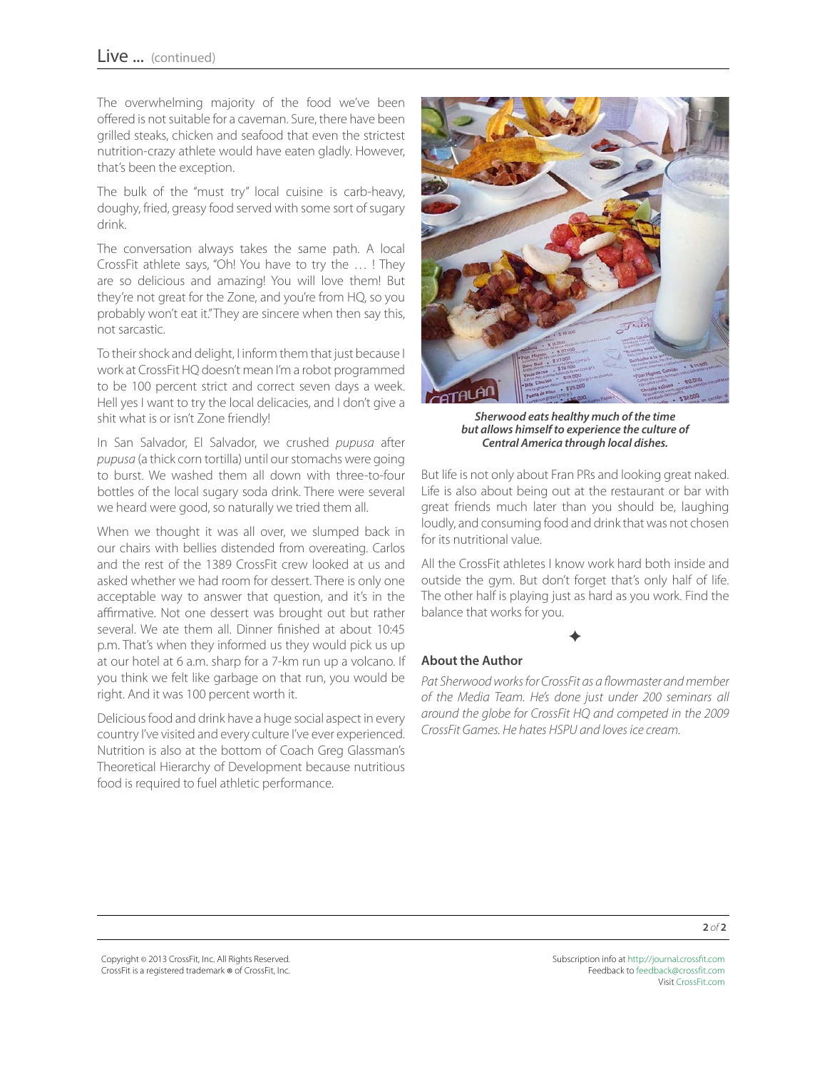The overwhelming majority of the food we've been offered is not suitable for a caveman. Sure, there have been grilled steaks, chicken and seafood that even the strictest nutrition-crazy athlete would have eaten gladly. However, that's been the exception.

The bulk of the "must try" local cuisine is carb-heavy, doughy, fried, greasy food served with some sort of sugary drink.

The conversation always takes the same path. A local CrossFit athlete says, "Oh! You have to try the … ! They are so delicious and amazing! You will love them! But they're not great for the Zone, and you're from HQ, so you probably won't eat it." They are sincere when then say this, not sarcastic.

To their shock and delight, I inform them that just because I work at CrossFit HQ doesn't mean I'm a robot programmed to be 100 percent strict and correct seven days a week. Hell yes I want to try the local delicacies, and I don't give a shit what is or isn't Zone friendly!

In San Salvador, El Salvador, we crushed *pupusa* after *pupusa* (a thick corn tortilla) until our stomachs were going to burst. We washed them all down with three-to-four bottles of the local sugary soda drink. There were several we heard were good, so naturally we tried them all.

When we thought it was all over, we slumped back in our chairs with bellies distended from overeating. Carlos and the rest of the 1389 CrossFit crew looked at us and asked whether we had room for dessert. There is only one acceptable way to answer that question, and it's in the affirmative. Not one dessert was brought out but rather several. We ate them all. Dinner finished at about 10:45 p.m. That's when they informed us they would pick us up at our hotel at 6 a.m. sharp for a 7-km run up a volcano. If you think we felt like garbage on that run, you would be right. And it was 100 percent worth it.

Delicious food and drink have a huge social aspect in every country I've visited and every culture I've ever experienced. Nutrition is also at the bottom of Coach Greg Glassman's Theoretical Hierarchy of Development because nutritious food is required to fuel athletic performance.

***Sherwood eats healthy much of the time but allows himself to experience the culture of Central America through local dishes.***

But life is not only about Fran PRs and looking great naked. Life is also about being out at the restaurant or bar with great friends much later than you should be, laughing loudly, and consuming food and drink that was not chosen for its nutritional value.

All the CrossFit athletes I know work hard both inside and outside the gym. But don't forget that's only half of life. The other half is playing just as hard as you work. Find the balance that works for you.

✦

## About the Author

*Pat Sherwood works for CrossFit as a flowmaster and member of the Media Team. He's done just under 200 seminars all around the globe for CrossFit HQ and competed in the 2009 CrossFit Games. He hates HSPU and loves ice cream.*